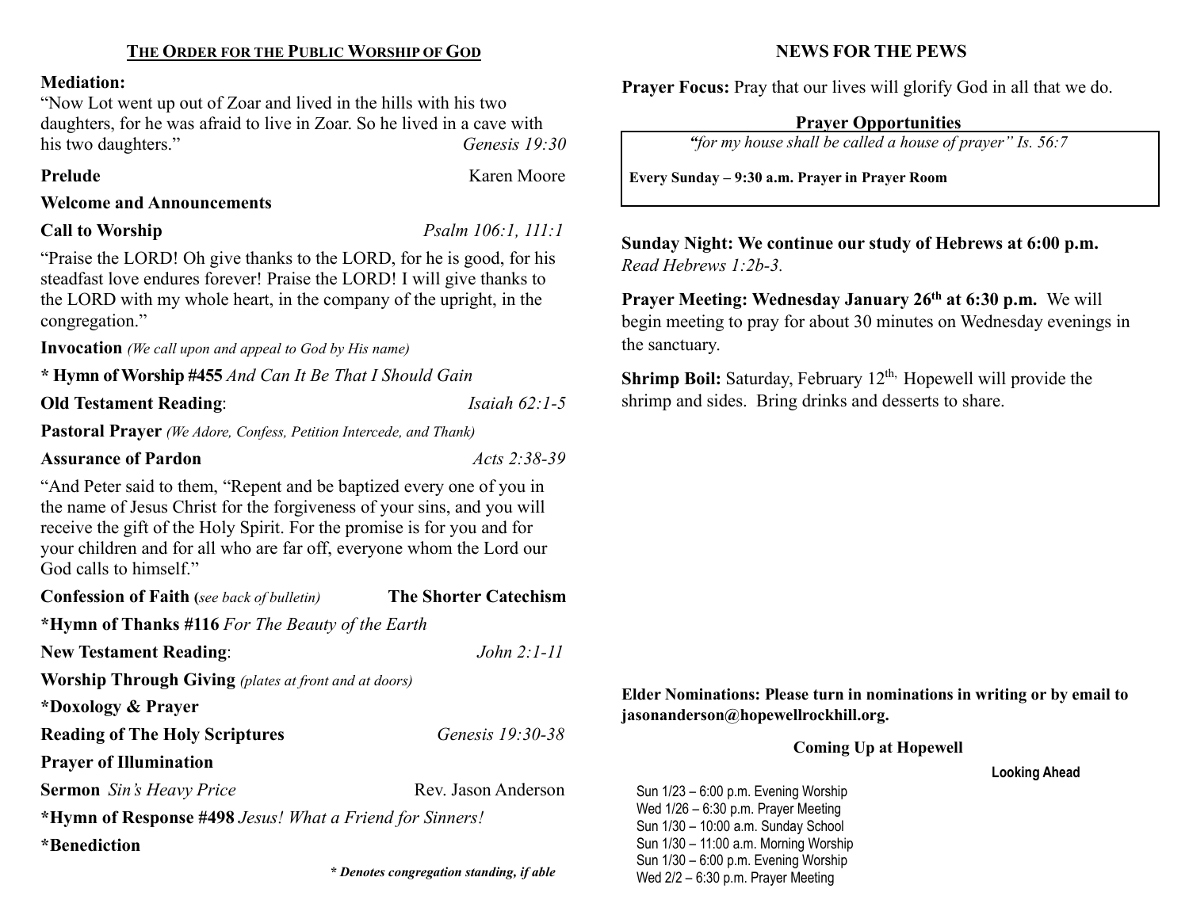## THE ORDER FOR THE PUBLIC WORSHIP OF GOD

**Mediation:**
"Now Lot went up out of Zoar and lived in the hills with his two daughters, for he was afraid to live in Zoar. So he lived in a cave with his two daughters." *Genesis 19:30*

**Prelude** Karen Moore

**Welcome and Announcements**

**Call to Worship** *Psalm 106:1, 111:1*

"Praise the LORD! Oh give thanks to the LORD, for he is good, for his steadfast love endures forever! Praise the LORD! I will give thanks to the LORD with my whole heart, in the company of the upright, in the congregation."

**Invocation** *(We call upon and appeal to God by His name)*

**\* Hymn of Worship #455** *And Can It Be That I Should Gain*

**Old Testament Reading**: *Isaiah 62:1-5*

**Pastoral Prayer** *(We Adore, Confess, Petition Intercede, and Thank)*

**Assurance of Pardon** *Acts 2:38-39*

"And Peter said to them, "Repent and be baptized every one of you in the name of Jesus Christ for the forgiveness of your sins, and you will receive the gift of the Holy Spirit. For the promise is for you and for your children and for all who are far off, everyone whom the Lord our God calls to himself."

**Confession of Faith (***see back of bulletin)* **The Shorter Catechism**

**\*Hymn of Thanks #116** *For The Beauty of the Earth*

**New Testament Reading**: *John 2:1-11*

**Worship Through Giving** *(plates at front and at doors)*

**\*Doxology & Prayer**

**Reading of The Holy Scriptures** *Genesis 19:30-38*

**Prayer of Illumination**

**Sermon** *Sin's Heavy Price* Rev. Jason Anderson

**\*Hymn of Response #498** *Jesus! What a Friend for Sinners!*

**\*Benediction**

***\* Denotes congregation standing, if able***

## NEWS FOR THE PEWS

**Prayer Focus:** Pray that our lives will glorify God in all that we do.

**Prayer Opportunities**

*"for my house shall be called a house of prayer" Is. 56:7*

**Every Sunday – 9:30 a.m. Prayer in Prayer Room**

**Sunday Night: We continue our study of Hebrews at 6:00 p.m.** *Read Hebrews 1:2b-3.*

**Prayer Meeting: Wednesday January 26th at 6:30 p.m.** We will begin meeting to pray for about 30 minutes on Wednesday evenings in the sanctuary.

**Shrimp Boil:** Saturday, February 12th, Hopewell will provide the shrimp and sides. Bring drinks and desserts to share.

**Elder Nominations: Please turn in nominations in writing or by email to jasonanderson@hopewellrockhill.org.**

**Coming Up at Hopewell**

**Looking Ahead**

Sun 1/23 – 6:00 p.m. Evening Worship
Wed 1/26 – 6:30 p.m. Prayer Meeting
Sun 1/30 – 10:00 a.m. Sunday School
Sun 1/30 – 11:00 a.m. Morning Worship
Sun 1/30 – 6:00 p.m. Evening Worship
Wed 2/2 – 6:30 p.m. Prayer Meeting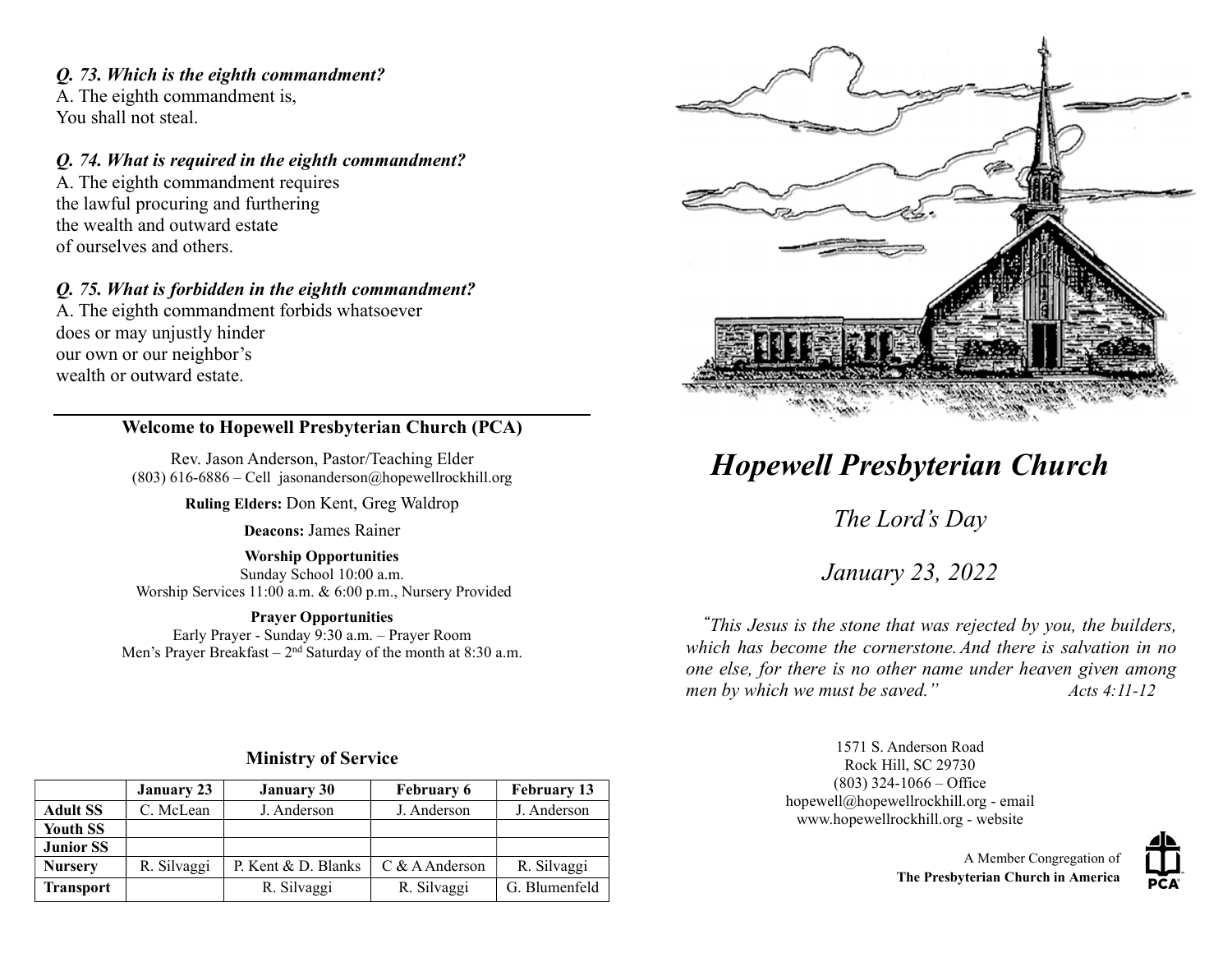***Q. 73. Which is the eighth commandment?***
A. The eighth commandment is,
You shall not steal.

***Q. 74. What is required in the eighth commandment?***
A. The eighth commandment requires
the lawful procuring and furthering
the wealth and outward estate
of ourselves and others.

***Q. 75. What is forbidden in the eighth commandment?***
A. The eighth commandment forbids whatsoever
does or may unjustly hinder
our own or our neighbor's
wealth or outward estate.

---

**Welcome to Hopewell Presbyterian Church (PCA)**

Rev. Jason Anderson, Pastor/Teaching Elder
(803) 616-6886 – Cell jasonanderson@hopewellrockhill.org

**Ruling Elders:** Don Kent, Greg Waldrop

**Deacons:** James Rainer

**Worship Opportunities**
Sunday School 10:00 a.m.
Worship Services 11:00 a.m. & 6:00 p.m., Nursery Provided

**Prayer Opportunities**
Early Prayer - Sunday 9:30 a.m. – Prayer Room
Men's Prayer Breakfast – 2nd Saturday of the month at 8:30 a.m.

**Ministry of Service**

| | January 23 | January 30 | February 6 | February 13 |
|---|---|---|---|---|
| **Adult SS** | C. McLean | J. Anderson | J. Anderson | J. Anderson |
| **Youth SS** | | | | |
| **Junior SS** | | | | |
| **Nursery** | R. Silvaggi | P. Kent & D. Blanks | C & A Anderson | R. Silvaggi |
| **Transport** | | R. Silvaggi | R. Silvaggi | G. Blumenfeld |

# *Hopewell Presbyterian Church*

*The Lord's Day*

*January 23, 2022*

*"This Jesus is the stone that was rejected by you, the builders, which has become the cornerstone. And there is salvation in no one else, for there is no other name under heaven given among men by which we must be saved."* *Acts 4:11-12*

1571 S. Anderson Road
Rock Hill, SC 29730
(803) 324-1066 – Office
hopewell@hopewellrockhill.org - email
www.hopewellrockhill.org - website

A Member Congregation of
**The Presbyterian Church in America**